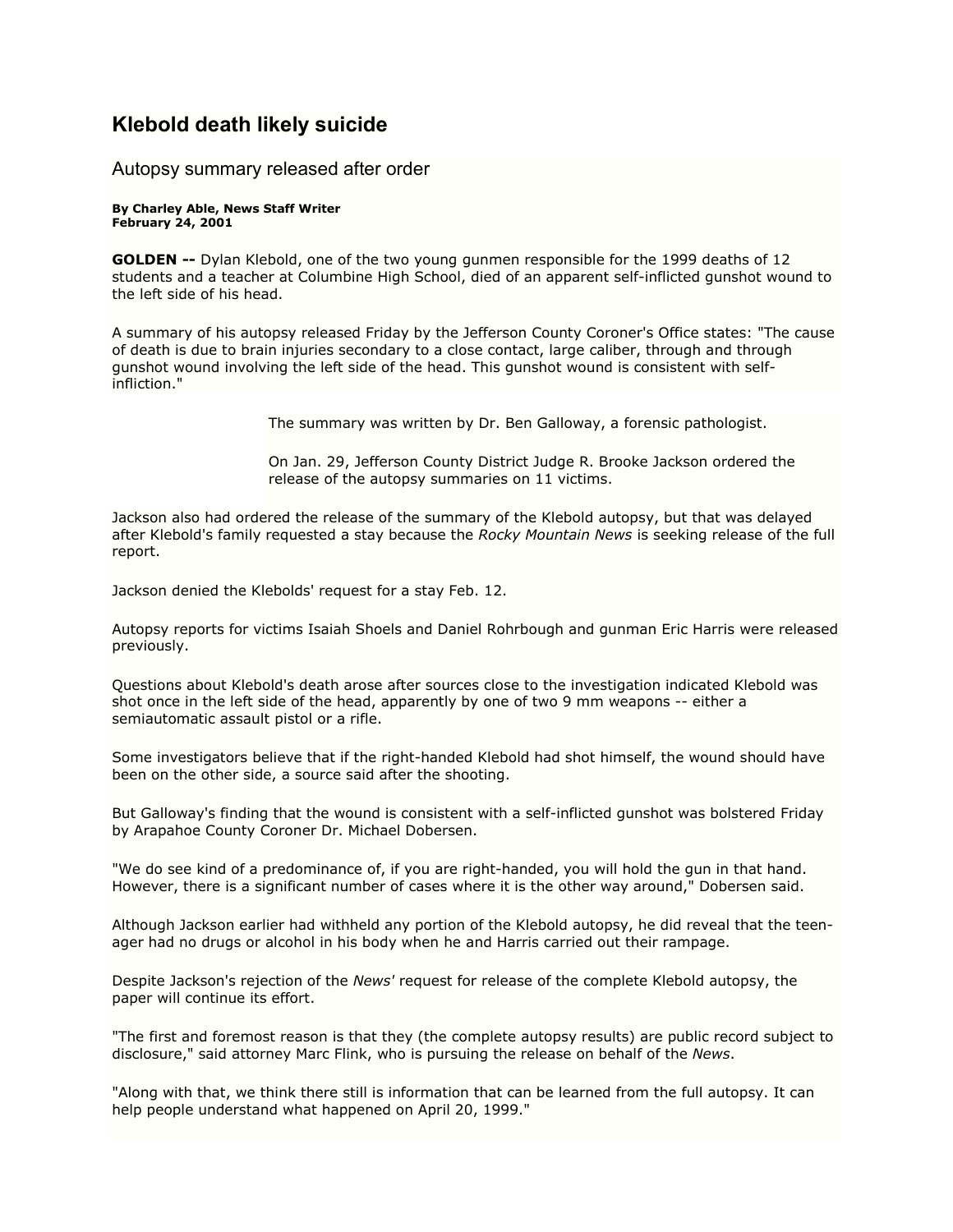# Klebold death likely suicide

## Autopsy summary released after order

**By Charley Able, News Staff Writer**
**February 24, 2001**

**GOLDEN --** Dylan Klebold, one of the two young gunmen responsible for the 1999 deaths of 12 students and a teacher at Columbine High School, died of an apparent self-inflicted gunshot wound to the left side of his head.

A summary of his autopsy released Friday by the Jefferson County Coroner's Office states: "The cause of death is due to brain injuries secondary to a close contact, large caliber, through and through gunshot wound involving the left side of the head. This gunshot wound is consistent with self-infliction."

The summary was written by Dr. Ben Galloway, a forensic pathologist.

On Jan. 29, Jefferson County District Judge R. Brooke Jackson ordered the release of the autopsy summaries on 11 victims.

Jackson also had ordered the release of the summary of the Klebold autopsy, but that was delayed after Klebold's family requested a stay because the *Rocky Mountain News* is seeking release of the full report.

Jackson denied the Klebolds' request for a stay Feb. 12.

Autopsy reports for victims Isaiah Shoels and Daniel Rohrbough and gunman Eric Harris were released previously.

Questions about Klebold's death arose after sources close to the investigation indicated Klebold was shot once in the left side of the head, apparently by one of two 9 mm weapons -- either a semiautomatic assault pistol or a rifle.

Some investigators believe that if the right-handed Klebold had shot himself, the wound should have been on the other side, a source said after the shooting.

But Galloway's finding that the wound is consistent with a self-inflicted gunshot was bolstered Friday by Arapahoe County Coroner Dr. Michael Dobersen.

"We do see kind of a predominance of, if you are right-handed, you will hold the gun in that hand. However, there is a significant number of cases where it is the other way around," Dobersen said.

Although Jackson earlier had withheld any portion of the Klebold autopsy, he did reveal that the teen-ager had no drugs or alcohol in his body when he and Harris carried out their rampage.

Despite Jackson's rejection of the *News'* request for release of the complete Klebold autopsy, the paper will continue its effort.

"The first and foremost reason is that they (the complete autopsy results) are public record subject to disclosure," said attorney Marc Flink, who is pursuing the release on behalf of the *News*.

"Along with that, we think there still is information that can be learned from the full autopsy. It can help people understand what happened on April 20, 1999."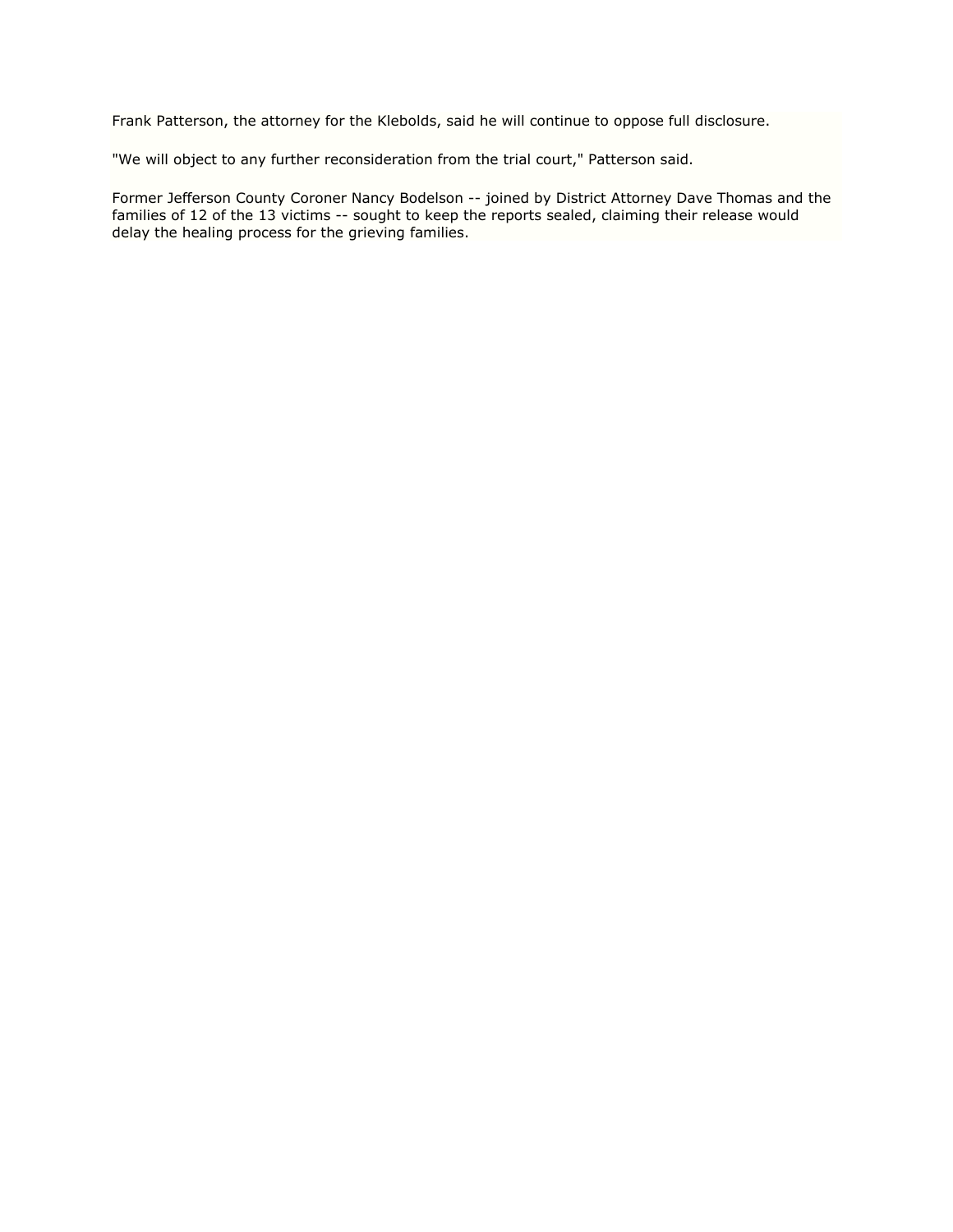Frank Patterson, the attorney for the Klebolds, said he will continue to oppose full disclosure.

"We will object to any further reconsideration from the trial court," Patterson said.

Former Jefferson County Coroner Nancy Bodelson -- joined by District Attorney Dave Thomas and the families of 12 of the 13 victims -- sought to keep the reports sealed, claiming their release would delay the healing process for the grieving families.